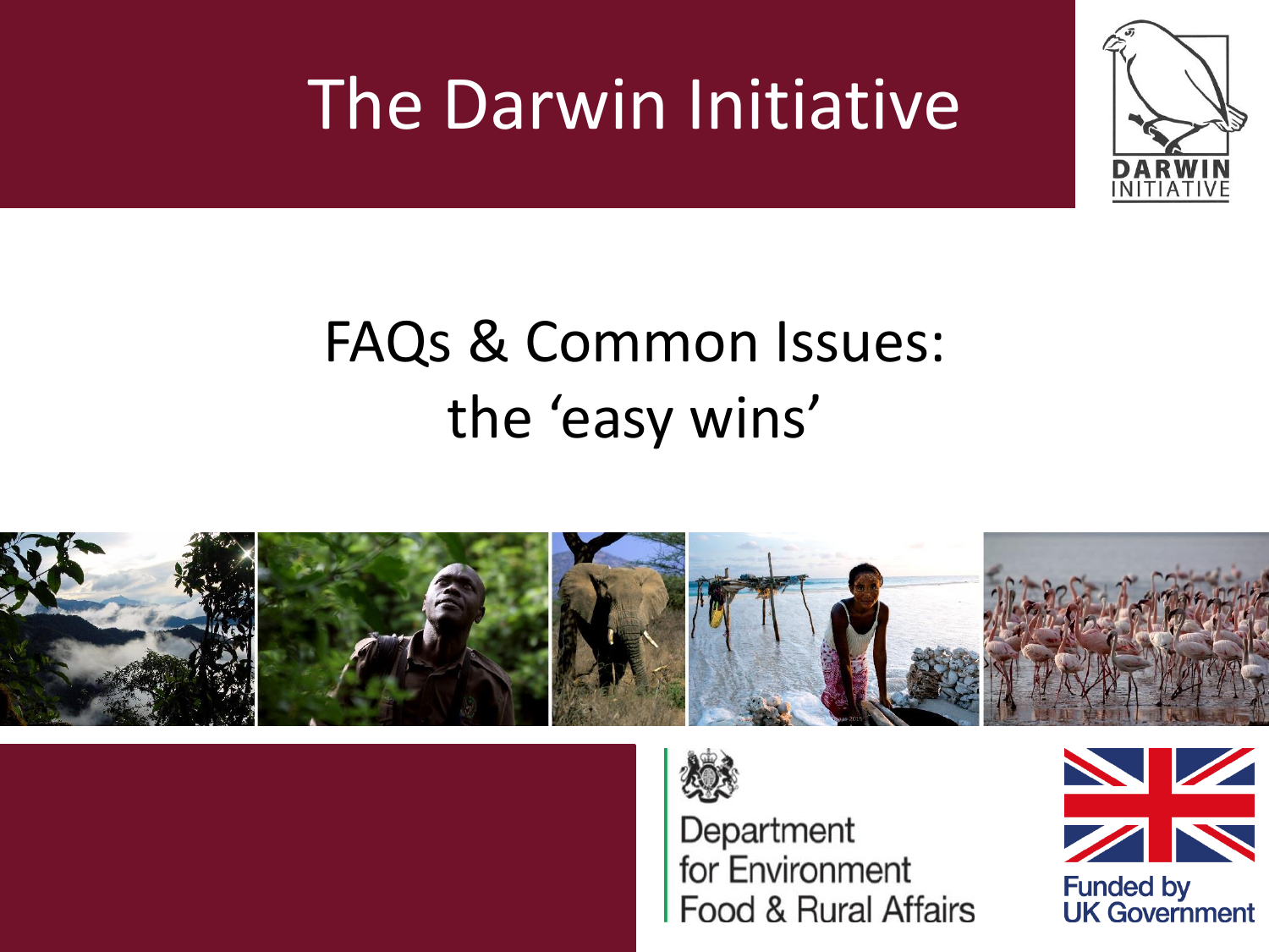# The Darwin Initiative

## FAQs & Common Issues: the 'easy wins'

Department for Environment Food & Rural Affairs

Funded by UK Government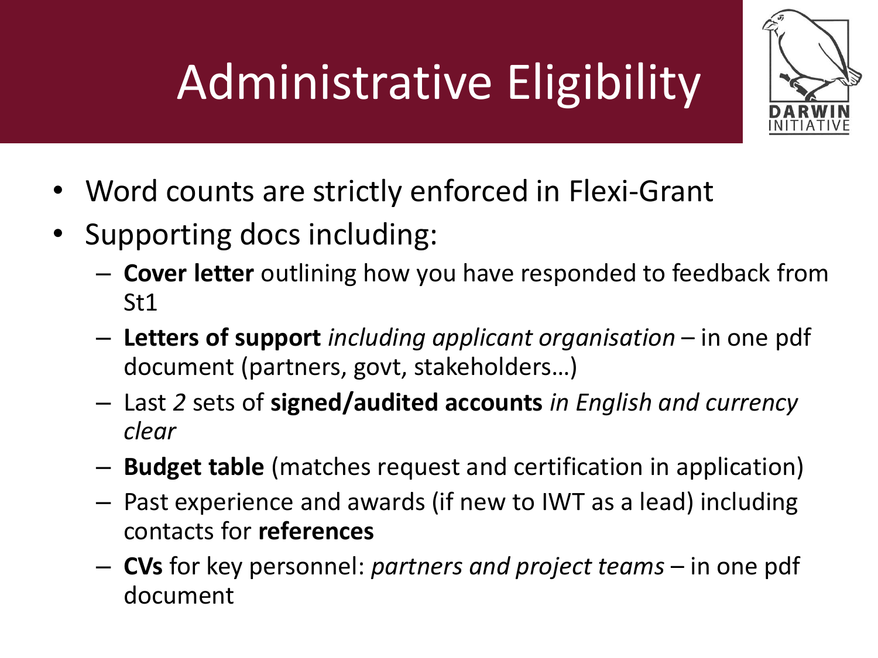# Administrative Eligibility

- Word counts are strictly enforced in Flexi-Grant
- Supporting docs including:
  - **Cover letter** outlining how you have responded to feedback from St1
  - **Letters of support** *including applicant organisation* – in one pdf document (partners, govt, stakeholders…)
  - Last *2* sets of **signed/audited accounts** *in English and currency clear*
  - **Budget table** (matches request and certification in application)
  - Past experience and awards (if new to IWT as a lead) including contacts for **references**
  - **CVs** for key personnel: *partners and project teams* – in one pdf document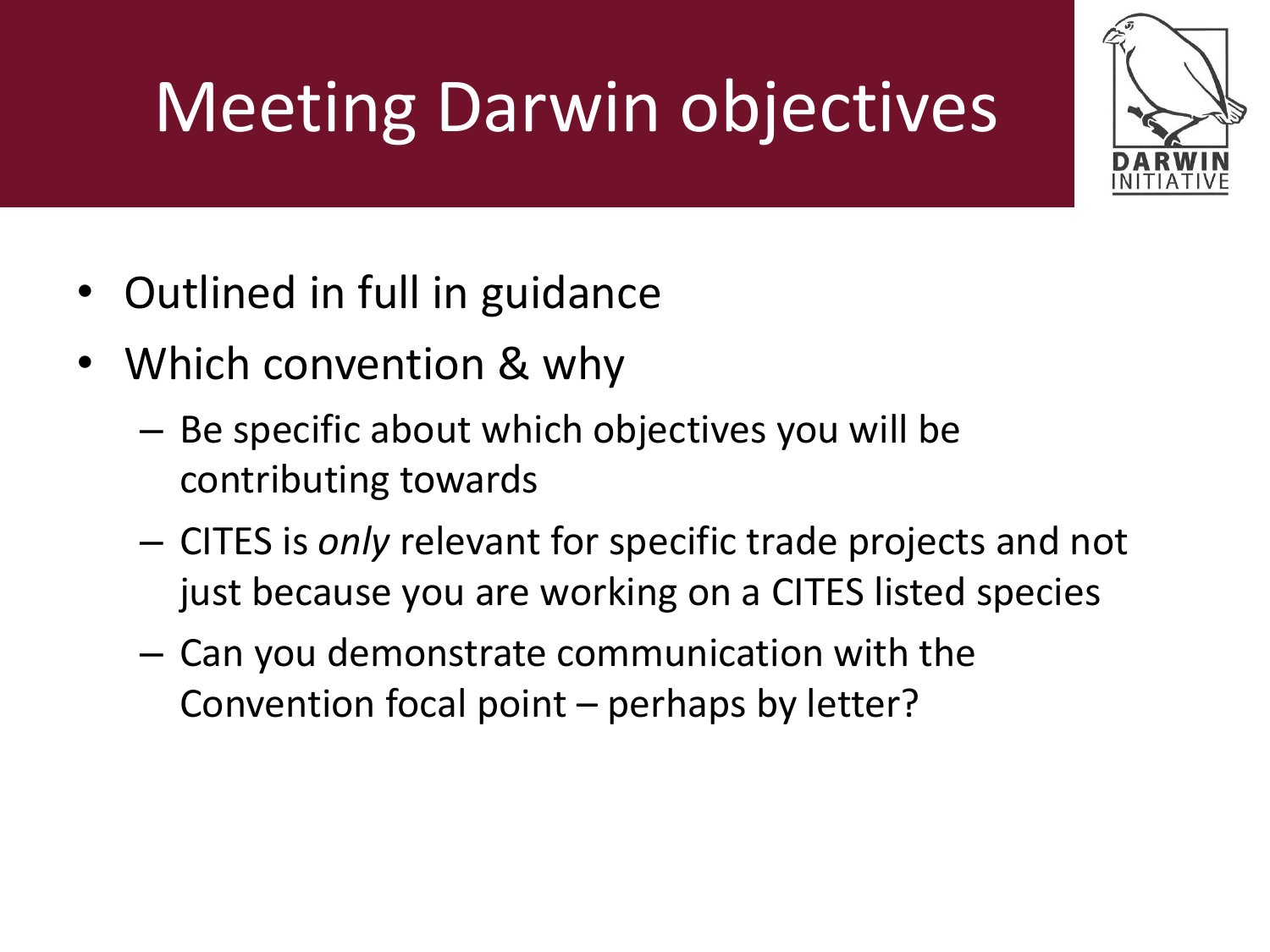# Meeting Darwin objectives

- Outlined in full in guidance
- Which convention & why
  - Be specific about which objectives you will be contributing towards
  - CITES is *only* relevant for specific trade projects and not just because you are working on a CITES listed species
  - Can you demonstrate communication with the Convention focal point – perhaps by letter?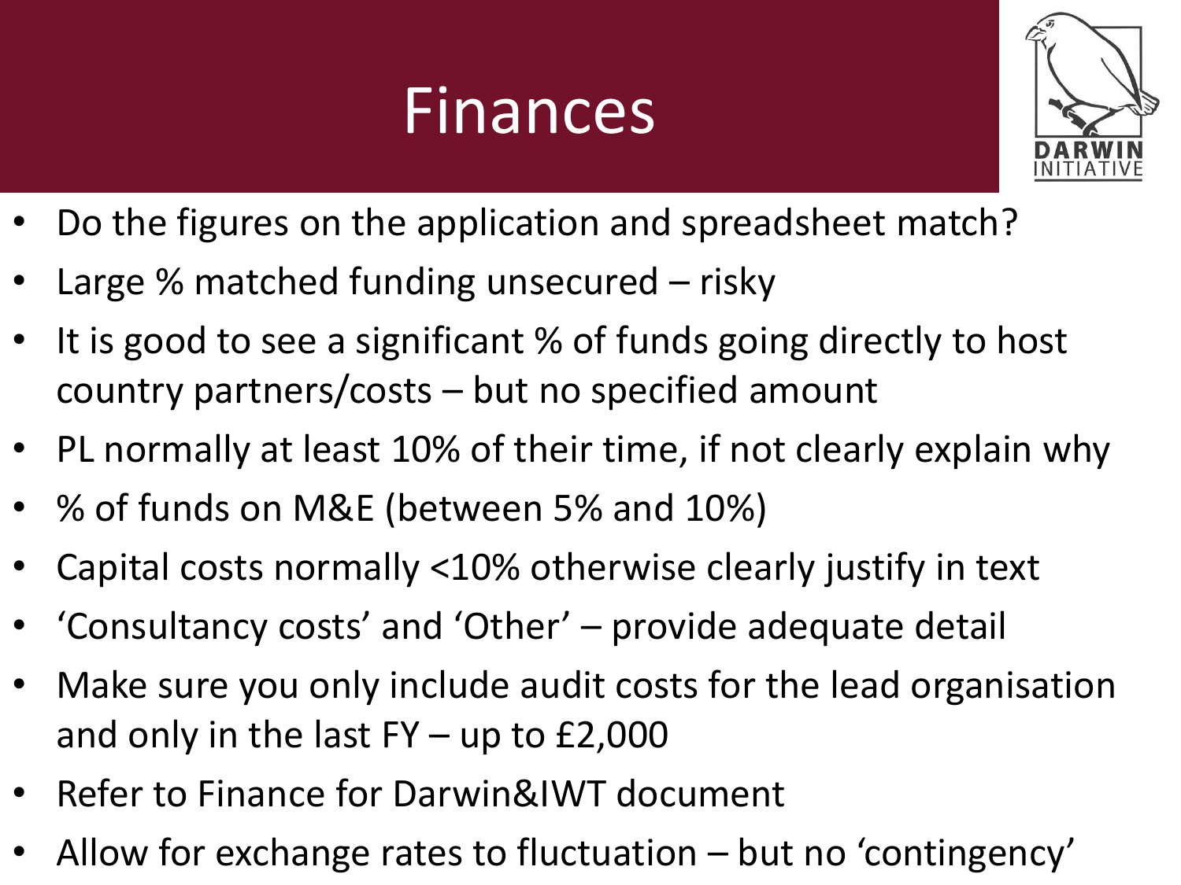# Finances

- Do the figures on the application and spreadsheet match?
- Large % matched funding unsecured – risky
- It is good to see a significant % of funds going directly to host country partners/costs – but no specified amount
- PL normally at least 10% of their time, if not clearly explain why
- % of funds on M&E (between 5% and 10%)
- Capital costs normally <10% otherwise clearly justify in text
- 'Consultancy costs' and 'Other' – provide adequate detail
- Make sure you only include audit costs for the lead organisation and only in the last FY – up to £2,000
- Refer to Finance for Darwin&IWT document
- Allow for exchange rates to fluctuation – but no 'contingency'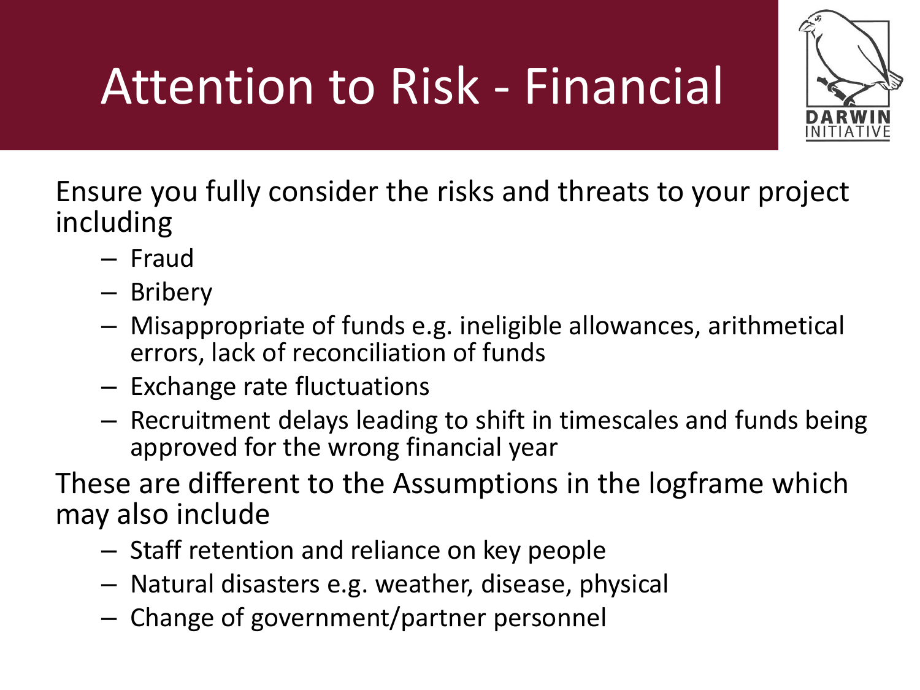# Attention to Risk - Financial

Ensure you fully consider the risks and threats to your project including

- Fraud
- Bribery
- Misappropriate of funds e.g. ineligible allowances, arithmetical errors, lack of reconciliation of funds
- Exchange rate fluctuations
- Recruitment delays leading to shift in timescales and funds being approved for the wrong financial year

These are different to the Assumptions in the logframe which may also include

- Staff retention and reliance on key people
- Natural disasters e.g. weather, disease, physical
- Change of government/partner personnel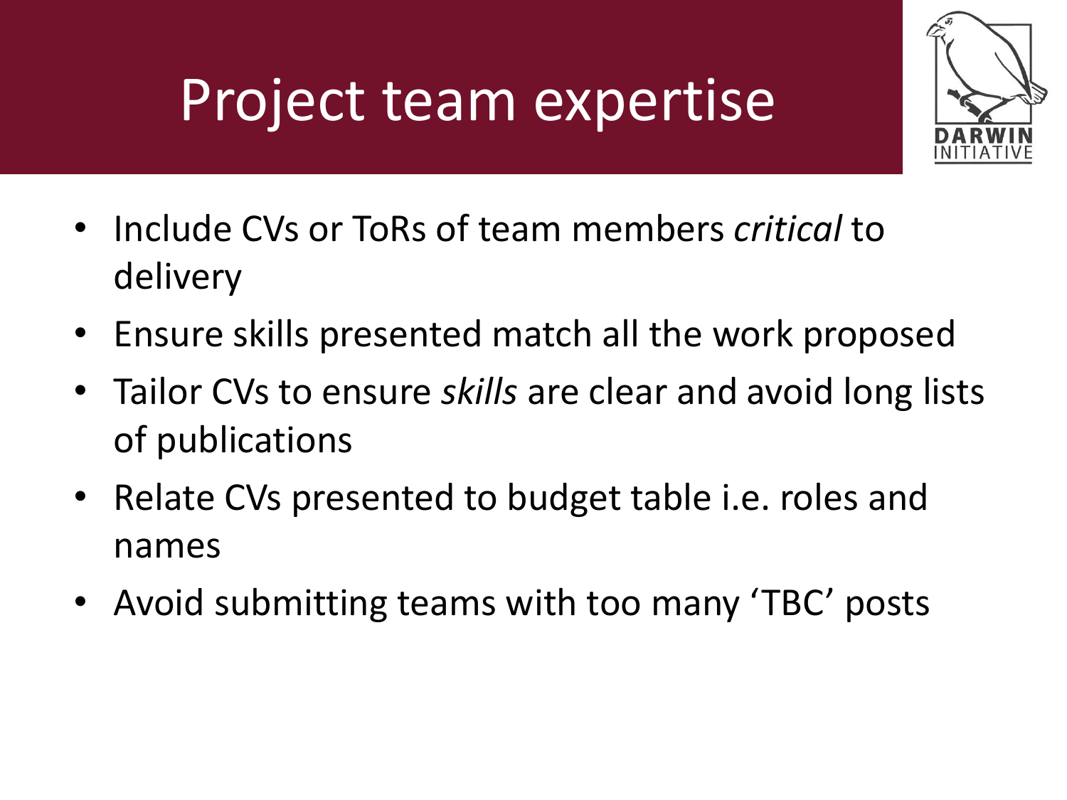# Project team expertise

- Include CVs or ToRs of team members *critical* to delivery
- Ensure skills presented match all the work proposed
- Tailor CVs to ensure *skills* are clear and avoid long lists of publications
- Relate CVs presented to budget table i.e. roles and names
- Avoid submitting teams with too many 'TBC' posts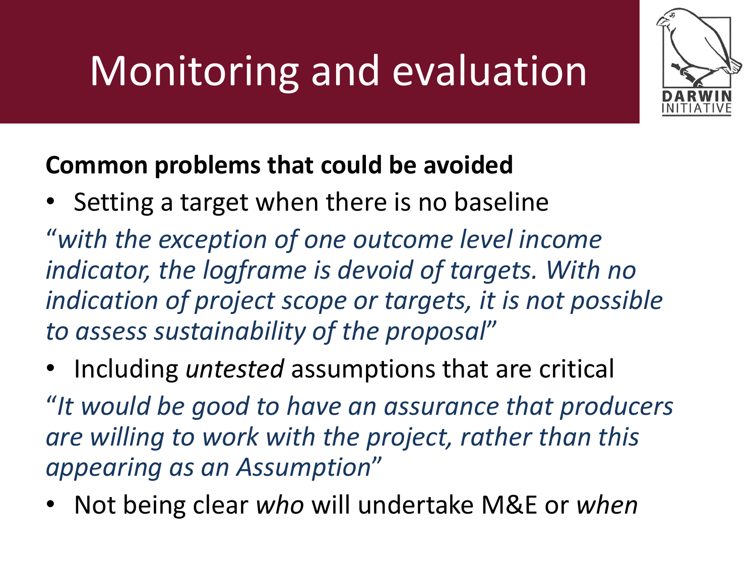# Monitoring and evaluation

DARWIN INITIATIVE

**Common problems that could be avoided**

- Setting a target when there is no baseline

"*with the exception of one outcome level income indicator, the logframe is devoid of targets. With no indication of project scope or targets, it is not possible to assess sustainability of the proposal*"

- Including *untested* assumptions that are critical

"*It would be good to have an assurance that producers are willing to work with the project, rather than this appearing as an Assumption*"

- Not being clear *who* will undertake M&E or *when*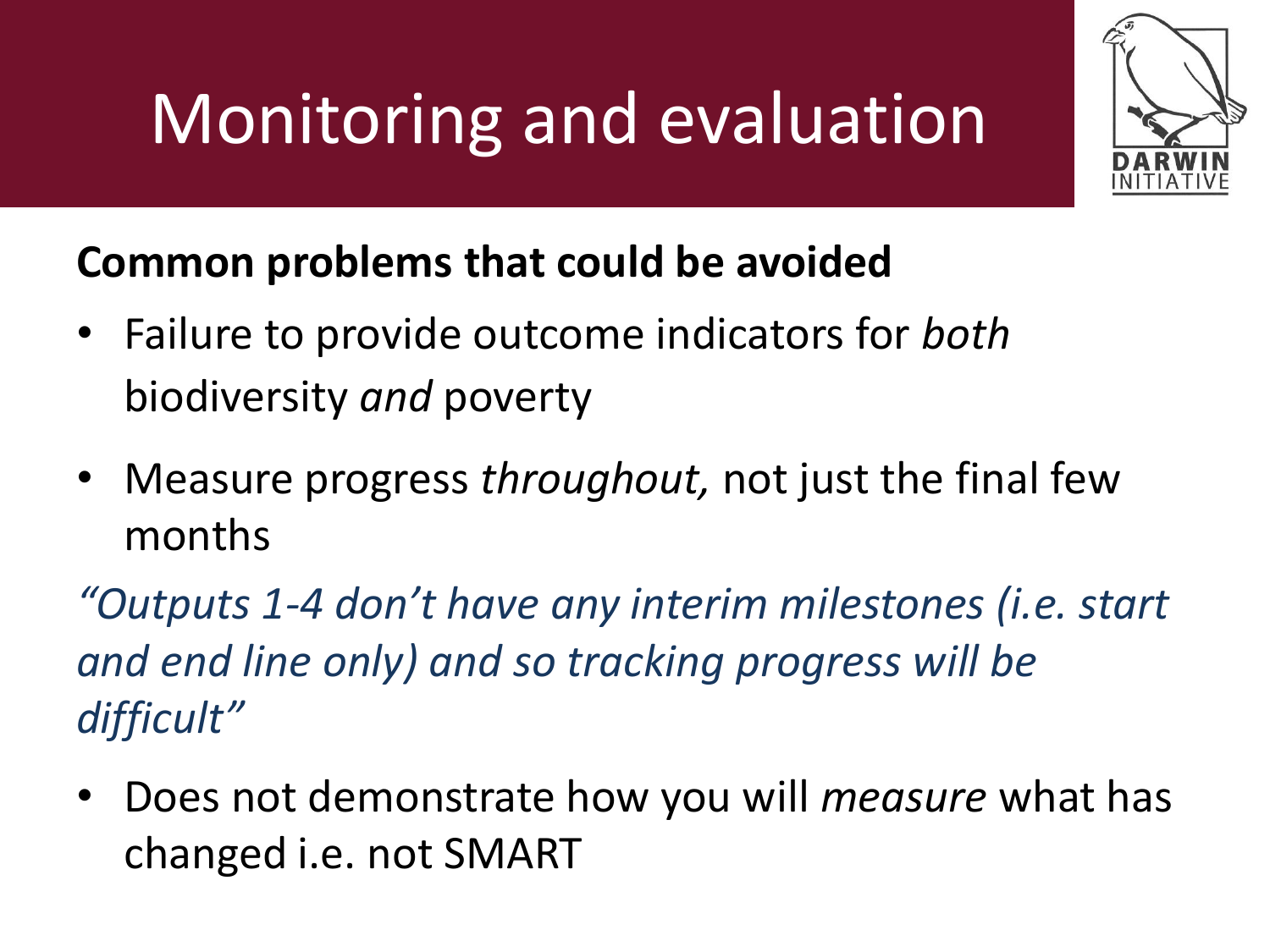# Monitoring and evaluation

**Common problems that could be avoided**

- Failure to provide outcome indicators for *both* biodiversity *and* poverty
- Measure progress *throughout,* not just the final few months

*"Outputs 1-4 don't have any interim milestones (i.e. start and end line only) and so tracking progress will be difficult"*

- Does not demonstrate how you will *measure* what has changed i.e. not SMART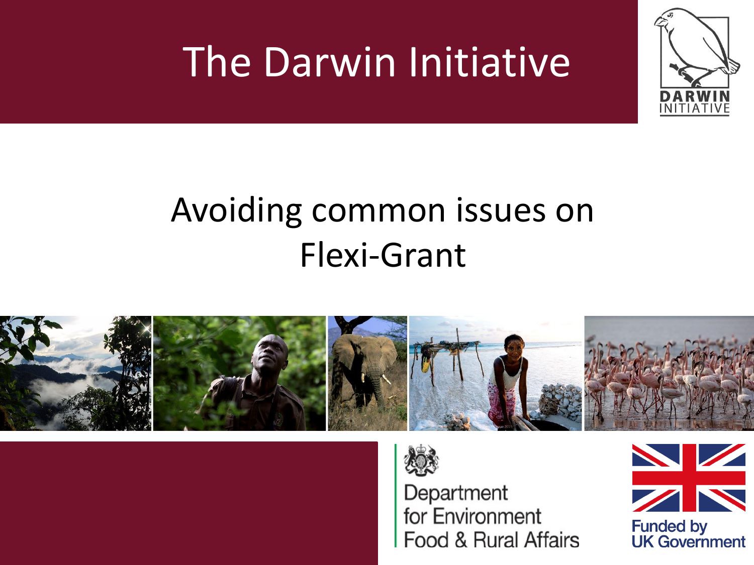# The Darwin Initiative

## Avoiding common issues on Flexi-Grant

Department for Environment Food & Rural Affairs

Funded by UK Government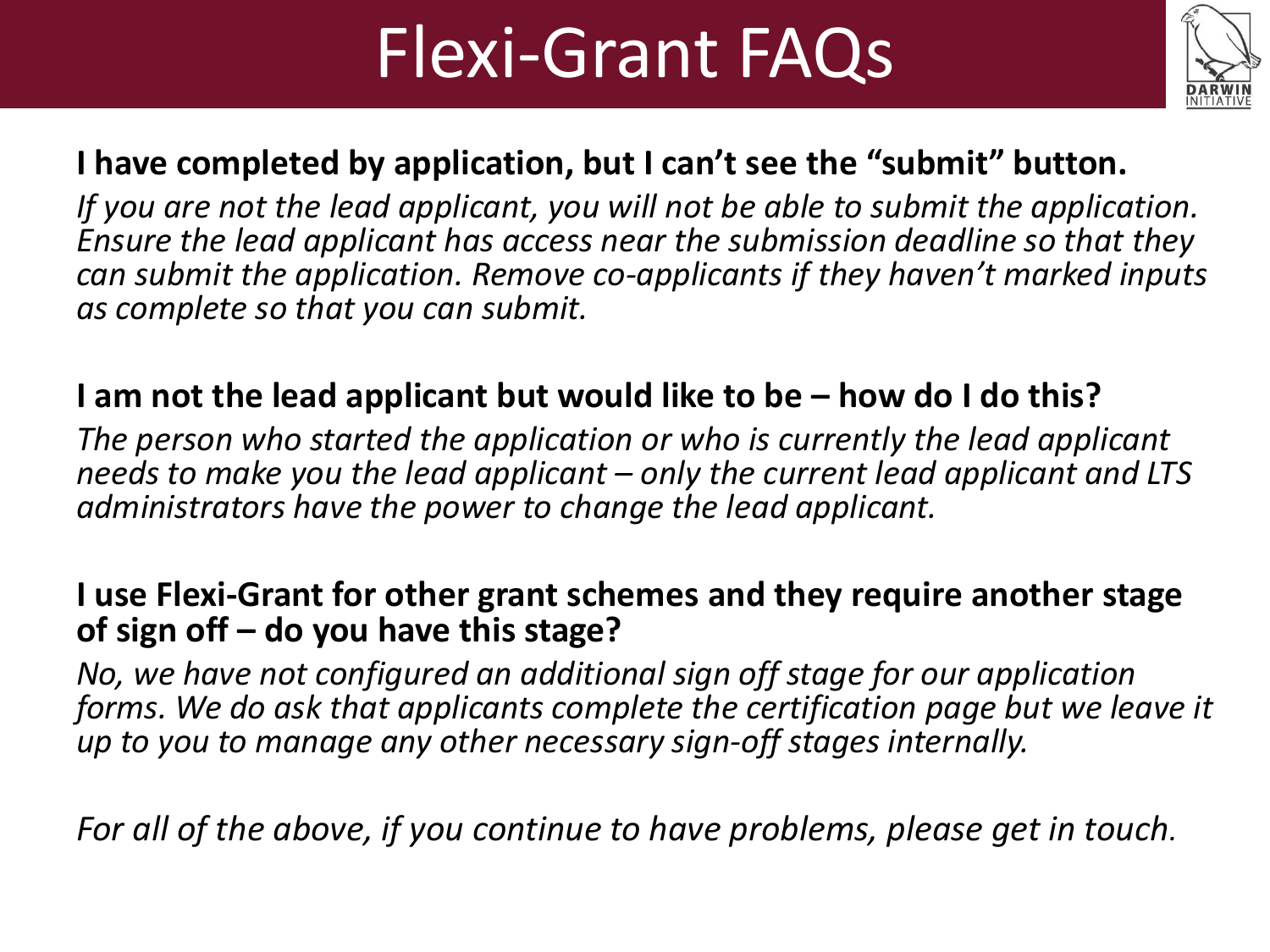# Flexi-Grant FAQs

**I have completed by application, but I can't see the "submit" button.**

*If you are not the lead applicant, you will not be able to submit the application. Ensure the lead applicant has access near the submission deadline so that they can submit the application. Remove co-applicants if they haven't marked inputs as complete so that you can submit.*

**I am not the lead applicant but would like to be – how do I do this?**

*The person who started the application or who is currently the lead applicant needs to make you the lead applicant – only the current lead applicant and LTS administrators have the power to change the lead applicant.*

**I use Flexi-Grant for other grant schemes and they require another stage of sign off – do you have this stage?**

*No, we have not configured an additional sign off stage for our application forms. We do ask that applicants complete the certification page but we leave it up to you to manage any other necessary sign-off stages internally.*

*For all of the above, if you continue to have problems, please get in touch.*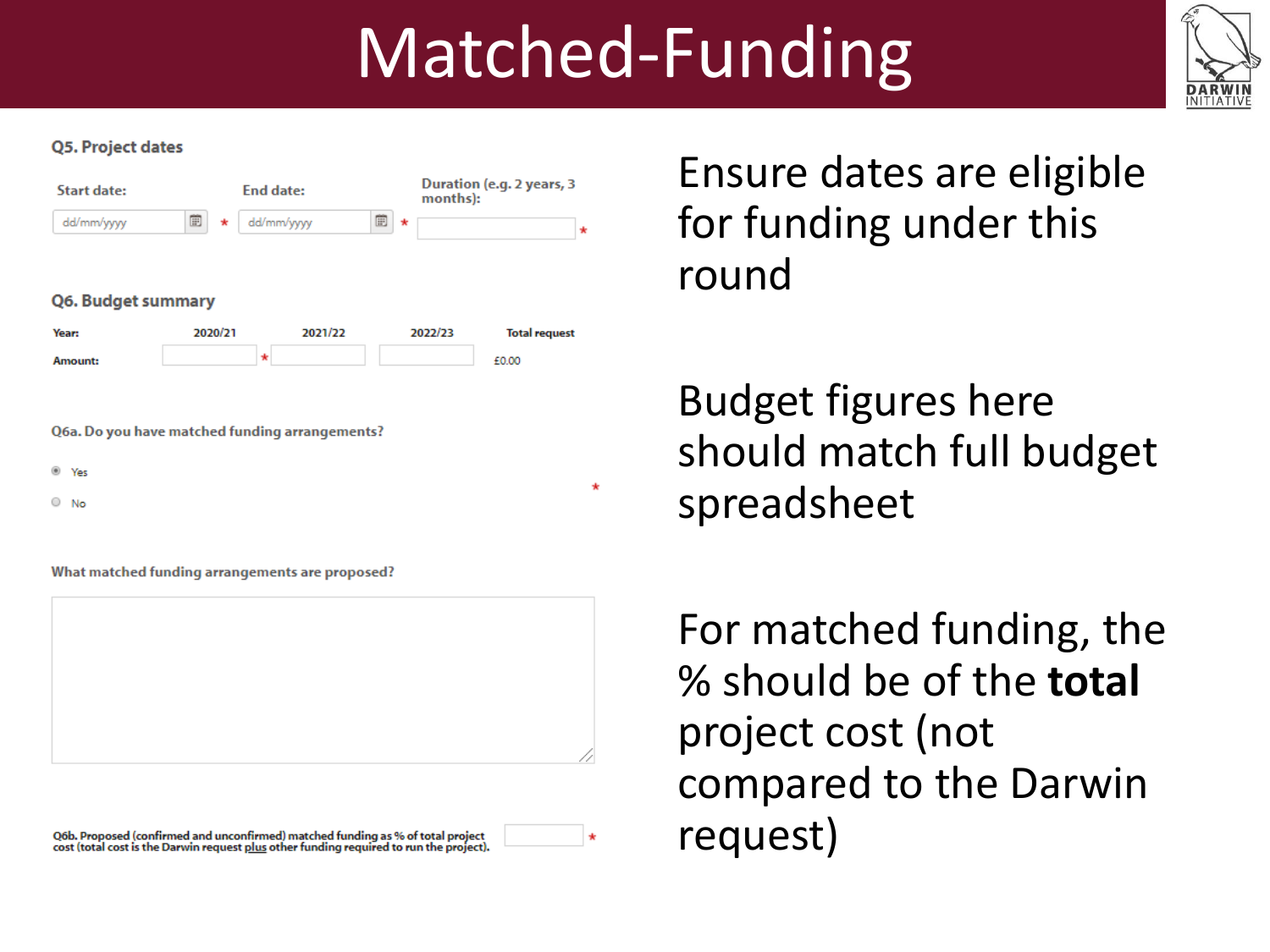# Matched-Funding

**Q5. Project dates**

| Start date: | End date: | Duration (e.g. 2 years, 3 months): |
|---|---|---|
| dd/mm/yyyy * | dd/mm/yyyy * | * |

**Q6. Budget summary**

| Year: | 2020/21 | 2021/22 | 2022/23 | Total request |
|---|---|---|---|---|
| Amount: | * | | | £0.00 |

**Q6a. Do you have matched funding arrangements?** *

- Yes
- No

**What matched funding arrangements are proposed?**

Q6b. Proposed (confirmed and unconfirmed) matched funding as % of total project cost (total cost is the Darwin request plus other funding required to run the project). *

Ensure dates are eligible for funding under this round

Budget figures here should match full budget spreadsheet

For matched funding, the % should be of the **total** project cost (not compared to the Darwin request)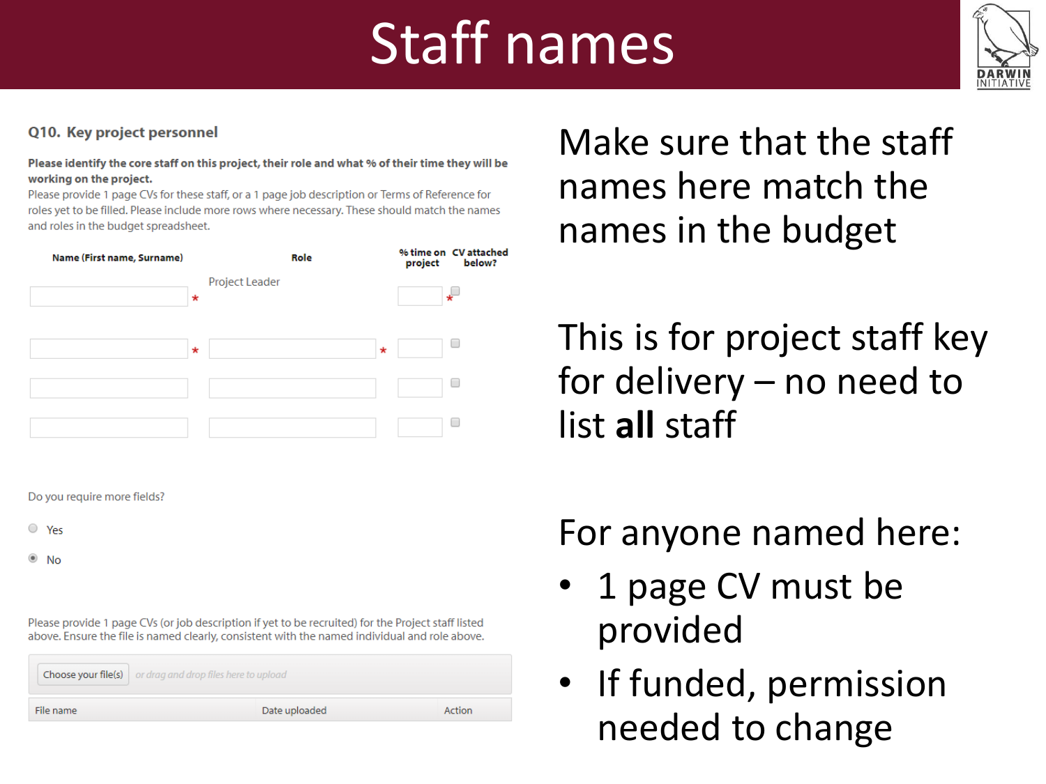# Staff names

**Q10. Key project personnel**

**Please identify the core staff on this project, their role and what % of their time they will be working on the project.**

Please provide 1 page CVs for these staff, or a 1 page job description or Terms of Reference for roles yet to be filled. Please include more rows where necessary. These should match the names and roles in the budget spreadsheet.

| Name (First name, Surname) | Role | % time on project | CV attached below? |
|---|---|---|---|
| * | Project Leader | * | |
| * | * | | |
| | | | |
| | | | |

Do you require more fields?

- Yes
- No

Please provide 1 page CVs (or job description if yet to be recruited) for the Project staff listed above. Ensure the file is named clearly, consistent with the named individual and role above.

Choose your file(s) *or drag and drop files here to upload*

| File name | Date uploaded | Action |
|---|---|---|

Make sure that the staff names here match the names in the budget

This is for project staff key for delivery – no need to list **all** staff

For anyone named here:

- 1 page CV must be provided
- If funded, permission needed to change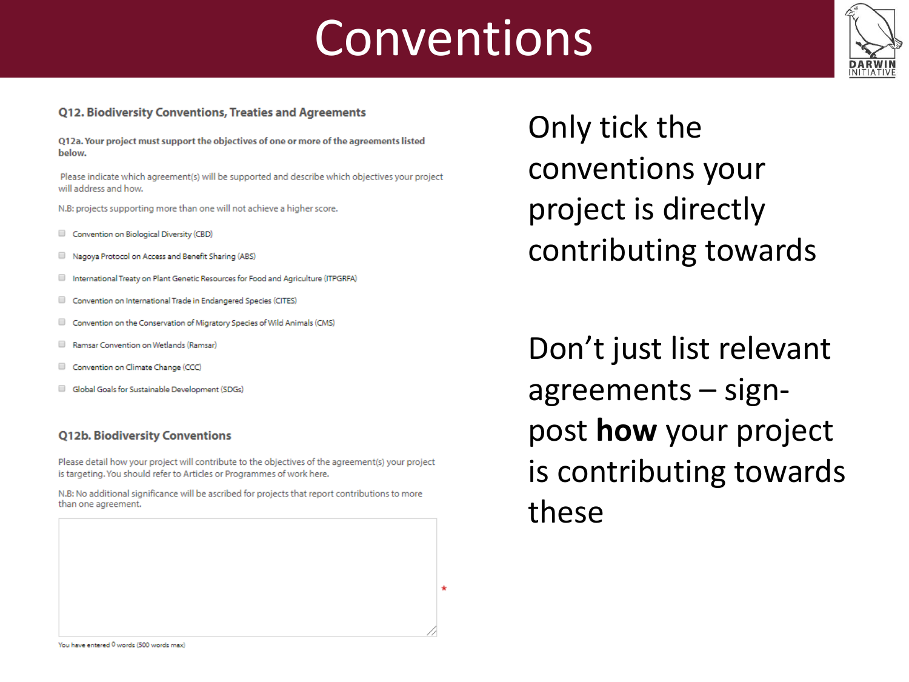# Conventions

**Q12. Biodiversity Conventions, Treaties and Agreements**

**Q12a. Your project must support the objectives of one or more of the agreements listed below.**

Please indicate which agreement(s) will be supported and describe which objectives your project will address and how.

N.B: projects supporting more than one will not achieve a higher score.

- [ ] Convention on Biological Diversity (CBD)
- [ ] Nagoya Protocol on Access and Benefit Sharing (ABS)
- [ ] International Treaty on Plant Genetic Resources for Food and Agriculture (ITPGRFA)
- [ ] Convention on International Trade in Endangered Species (CITES)
- [ ] Convention on the Conservation of Migratory Species of Wild Animals (CMS)
- [ ] Ramsar Convention on Wetlands (Ramsar)
- [ ] Convention on Climate Change (CCC)
- [ ] Global Goals for Sustainable Development (SDGs)

**Q12b. Biodiversity Conventions**

Please detail how your project will contribute to the objectives of the agreement(s) your project is targeting. You should refer to Articles or Programmes of work here.

N.B: No additional significance will be ascribed for projects that report contributions to more than one agreement.

*

You have entered 0 words (500 words max)

Only tick the conventions your project is directly contributing towards

Don't just list relevant agreements – sign-post **how** your project is contributing towards these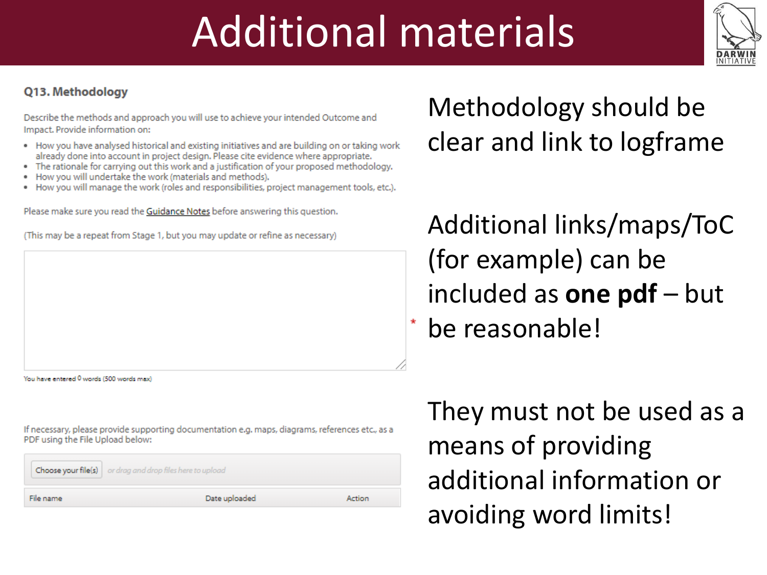# Additional materials

### Q13. Methodology

Describe the methods and approach you will use to achieve your intended Outcome and Impact. Provide information on:

- How you have analysed historical and existing initiatives and are building on or taking work already done into account in project design. Please cite evidence where appropriate.
- The rationale for carrying out this work and a justification of your proposed methodology.
- How you will undertake the work (materials and methods).
- How you will manage the work (roles and responsibilities, project management tools, etc.).

Please make sure you read the Guidance Notes before answering this question.

(This may be a repeat from Stage 1, but you may update or refine as necessary)

You have entered 0 words (500 words max)

If necessary, please provide supporting documentation e.g. maps, diagrams, references etc., as a PDF using the File Upload below:

Choose your file(s) — or drag and drop files here to upload

| File name | Date uploaded | Action |
| --- | --- | --- |

Methodology should be clear and link to logframe

Additional links/maps/ToC (for example) can be included as **one pdf** – but be reasonable!

They must not be used as a means of providing additional information or avoiding word limits!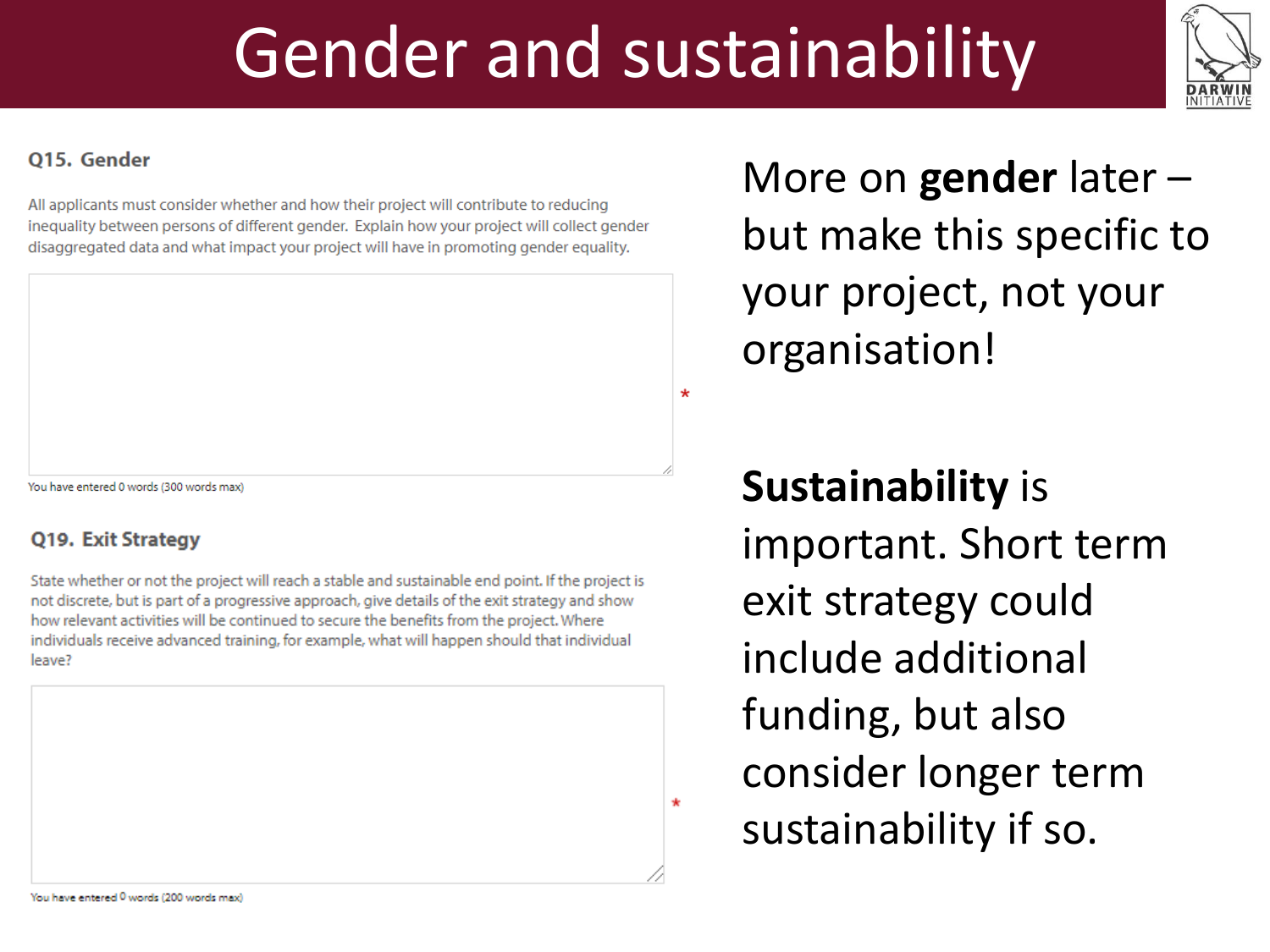# Gender and sustainability

**Q15. Gender**

All applicants must consider whether and how their project will contribute to reducing inequality between persons of different gender. Explain how your project will collect gender disaggregated data and what impact your project will have in promoting gender equality.

*

You have entered 0 words (300 words max)

**Q19. Exit Strategy**

State whether or not the project will reach a stable and sustainable end point. If the project is not discrete, but is part of a progressive approach, give details of the exit strategy and show how relevant activities will be continued to secure the benefits from the project. Where individuals receive advanced training, for example, what will happen should that individual leave?

*

You have entered 0 words (200 words max)

More on **gender** later – but make this specific to your project, not your organisation!

**Sustainability** is important. Short term exit strategy could include additional funding, but also consider longer term sustainability if so.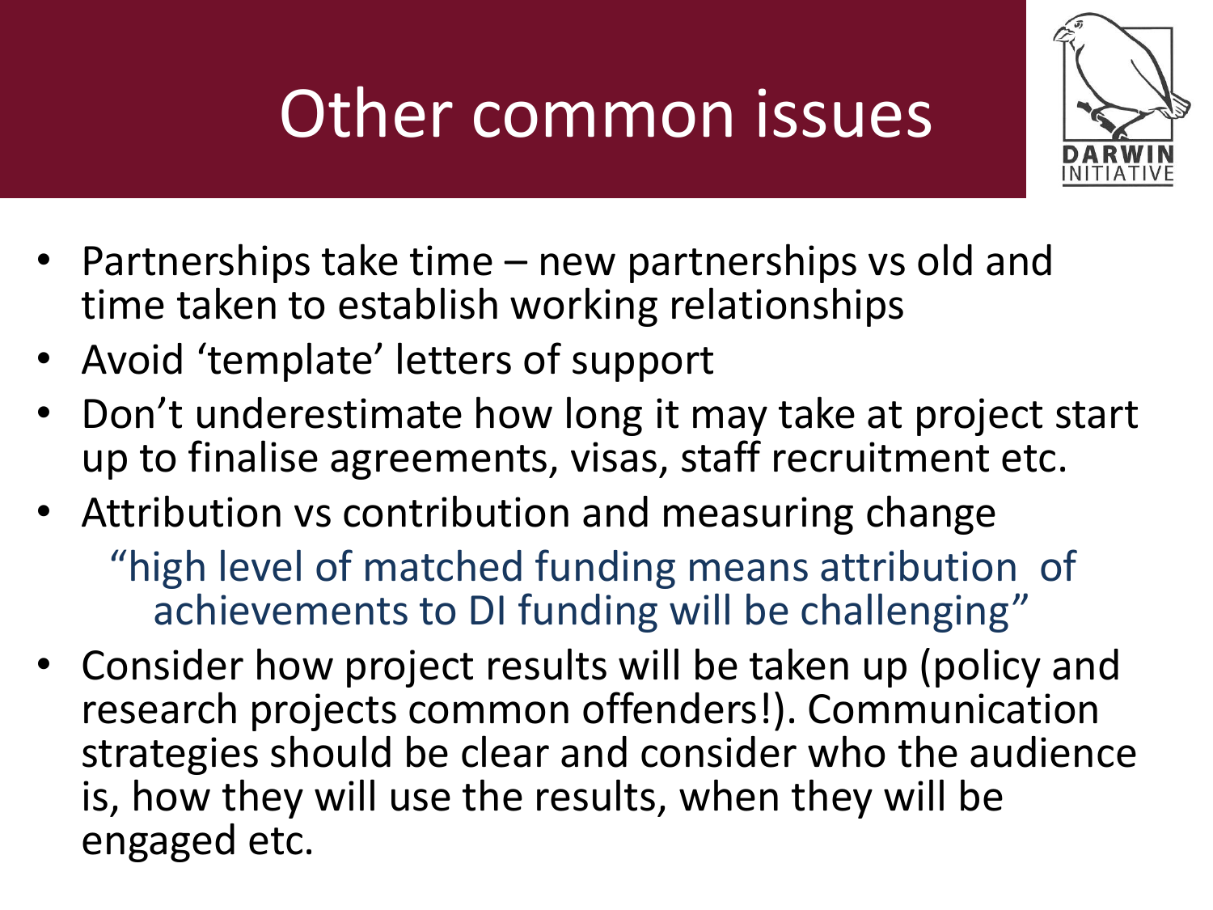# Other common issues

- Partnerships take time – new partnerships vs old and time taken to establish working relationships
- Avoid ‘template’ letters of support
- Don’t underestimate how long it may take at project start up to finalise agreements, visas, staff recruitment etc.
- Attribution vs contribution and measuring change

  “high level of matched funding means attribution of achievements to DI funding will be challenging”

- Consider how project results will be taken up (policy and research projects common offenders!). Communication strategies should be clear and consider who the audience is, how they will use the results, when they will be engaged etc.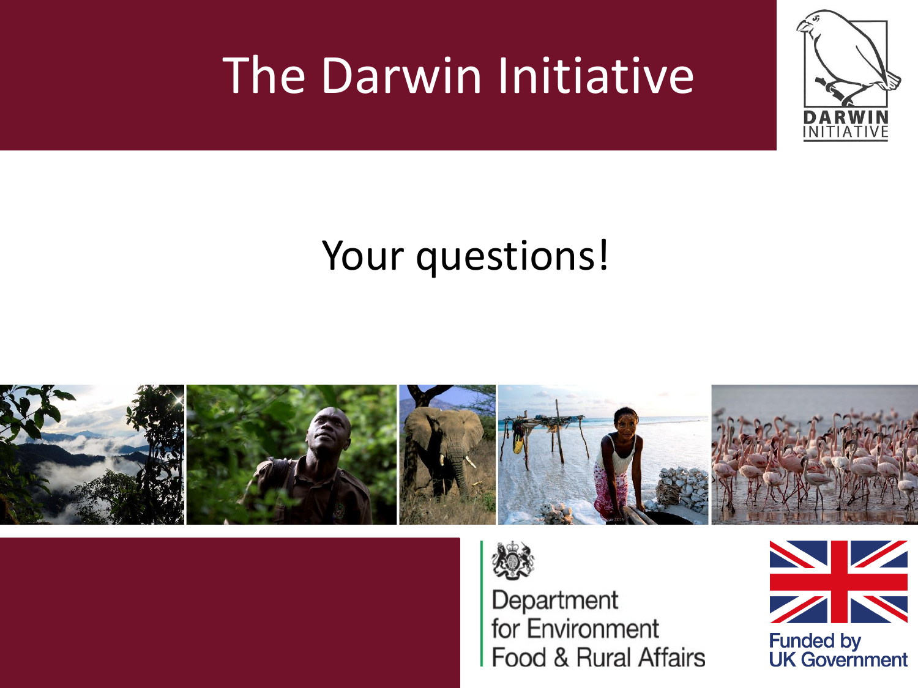# The Darwin Initiative

## Your questions!

Department for Environment Food & Rural Affairs

Funded by UK Government